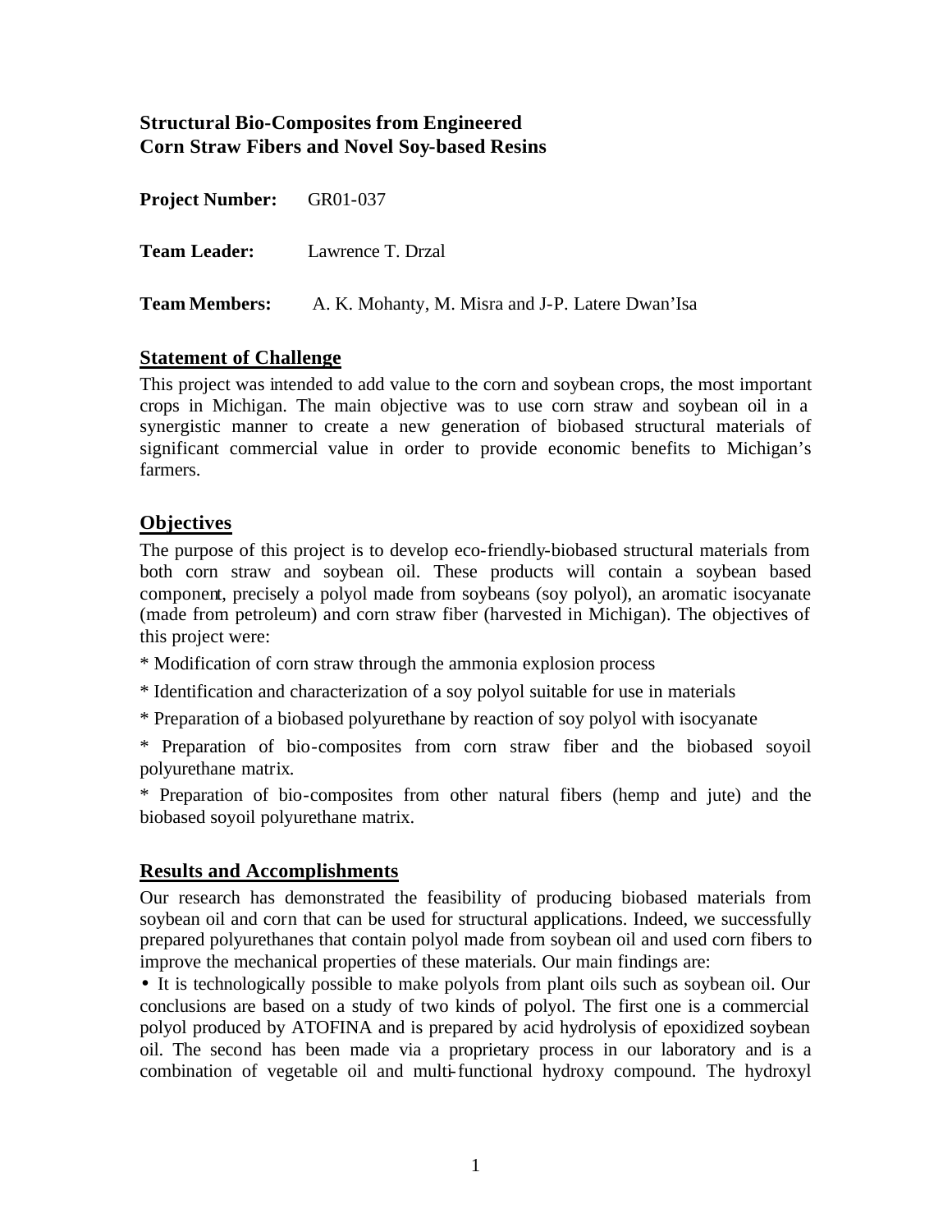**Structural Bio-Composites from Engineered Corn Straw Fibers and Novel Soy-based Resins**

**Project Number:** GR01-037

**Team Leader:** Lawrence T. Drzal

**Team Members:** A. K. Mohanty, M. Misra and J-P. Latere Dwan'Isa

## Statement of Challenge

This project was intended to add value to the corn and soybean crops, the most important crops in Michigan. The main objective was to use corn straw and soybean oil in a synergistic manner to create a new generation of biobased structural materials of significant commercial value in order to provide economic benefits to Michigan's farmers.

## Objectives

The purpose of this project is to develop eco-friendly-biobased structural materials from both corn straw and soybean oil. These products will contain a soybean based component, precisely a polyol made from soybeans (soy polyol), an aromatic isocyanate (made from petroleum) and corn straw fiber (harvested in Michigan). The objectives of this project were:

* Modification of corn straw through the ammonia explosion process

* Identification and characterization of a soy polyol suitable for use in materials

* Preparation of a biobased polyurethane by reaction of soy polyol with isocyanate

* Preparation of bio-composites from corn straw fiber and the biobased soyoil polyurethane matrix.

* Preparation of bio-composites from other natural fibers (hemp and jute) and the biobased soyoil polyurethane matrix.

## Results and Accomplishments

Our research has demonstrated the feasibility of producing biobased materials from soybean oil and corn that can be used for structural applications. Indeed, we successfully prepared polyurethanes that contain polyol made from soybean oil and used corn fibers to improve the mechanical properties of these materials. Our main findings are:

- It is technologically possible to make polyols from plant oils such as soybean oil. Our conclusions are based on a study of two kinds of polyol. The first one is a commercial polyol produced by ATOFINA and is prepared by acid hydrolysis of epoxidized soybean oil. The second has been made via a proprietary process in our laboratory and is a combination of vegetable oil and multi-functional hydroxy compound. The hydroxyl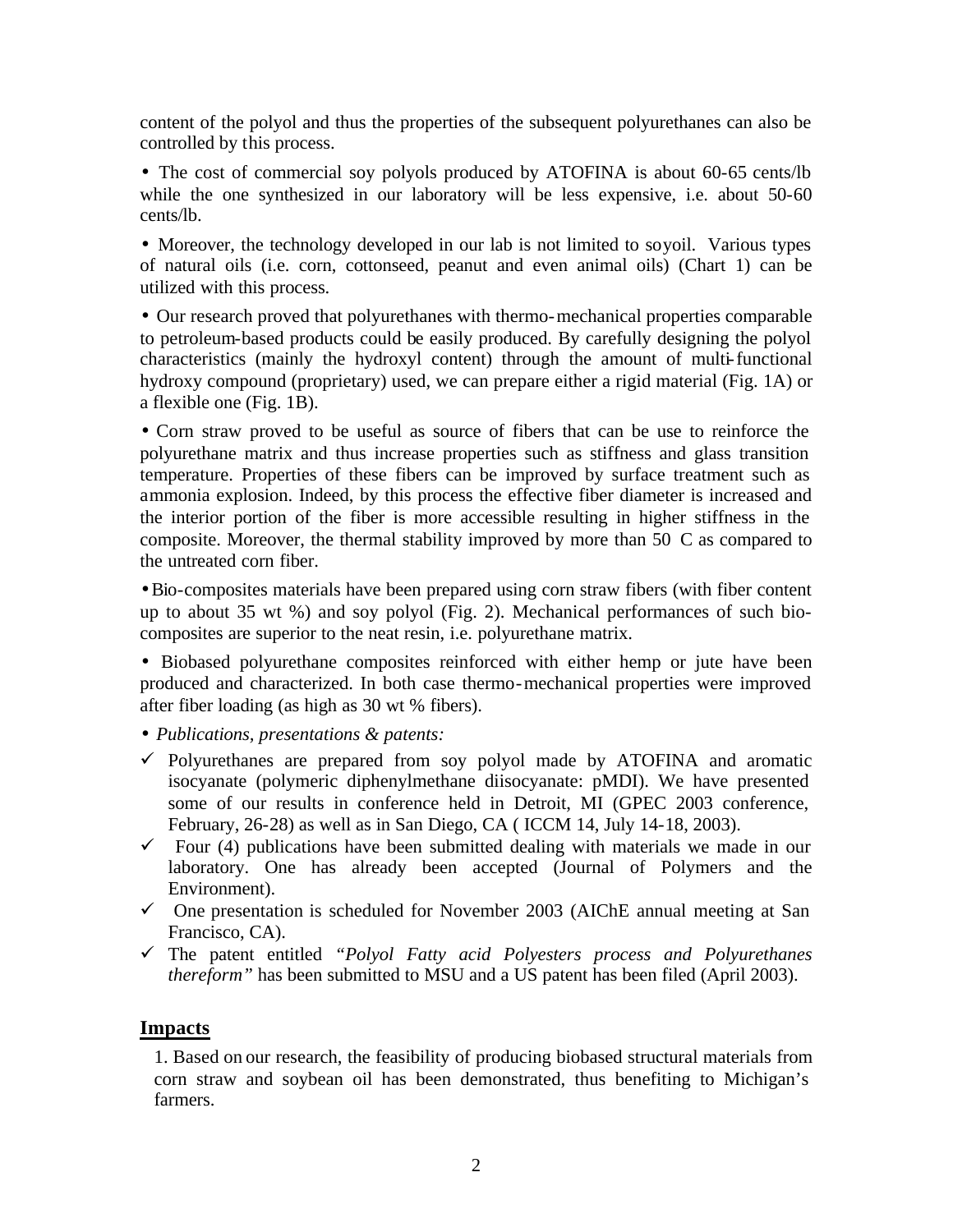content of the polyol and thus the properties of the subsequent polyurethanes can also be controlled by this process.

- The cost of commercial soy polyols produced by ATOFINA is about 60-65 cents/lb while the one synthesized in our laboratory will be less expensive, i.e. about 50-60 cents/lb.

- Moreover, the technology developed in our lab is not limited to soyoil. Various types of natural oils (i.e. corn, cottonseed, peanut and even animal oils) (Chart 1) can be utilized with this process.

- Our research proved that polyurethanes with thermo-mechanical properties comparable to petroleum-based products could be easily produced. By carefully designing the polyol characteristics (mainly the hydroxyl content) through the amount of multi-functional hydroxy compound (proprietary) used, we can prepare either a rigid material (Fig. 1A) or a flexible one (Fig. 1B).

- Corn straw proved to be useful as source of fibers that can be use to reinforce the polyurethane matrix and thus increase properties such as stiffness and glass transition temperature. Properties of these fibers can be improved by surface treatment such as ammonia explosion. Indeed, by this process the effective fiber diameter is increased and the interior portion of the fiber is more accessible resulting in higher stiffness in the composite. Moreover, the thermal stability improved by more than 50 C as compared to the untreated corn fiber.

- Bio-composites materials have been prepared using corn straw fibers (with fiber content up to about 35 wt %) and soy polyol (Fig. 2). Mechanical performances of such bio-composites are superior to the neat resin, i.e. polyurethane matrix.

- Biobased polyurethane composites reinforced with either hemp or jute have been produced and characterized. In both case thermo-mechanical properties were improved after fiber loading (as high as 30 wt % fibers).

- *Publications, presentations & patents:*
  - ✓ Polyurethanes are prepared from soy polyol made by ATOFINA and aromatic isocyanate (polymeric diphenylmethane diisocyanate: pMDI). We have presented some of our results in conference held in Detroit, MI (GPEC 2003 conference, February, 26-28) as well as in San Diego, CA ( ICCM 14, July 14-18, 2003).
  - ✓ Four (4) publications have been submitted dealing with materials we made in our laboratory. One has already been accepted (Journal of Polymers and the Environment).
  - ✓ One presentation is scheduled for November 2003 (AIChE annual meeting at San Francisco, CA).
  - ✓ The patent entitled *"Polyol Fatty acid Polyesters process and Polyurethanes thereform"* has been submitted to MSU and a US patent has been filed (April 2003).

## Impacts

1. Based on our research, the feasibility of producing biobased structural materials from corn straw and soybean oil has been demonstrated, thus benefiting to Michigan's farmers.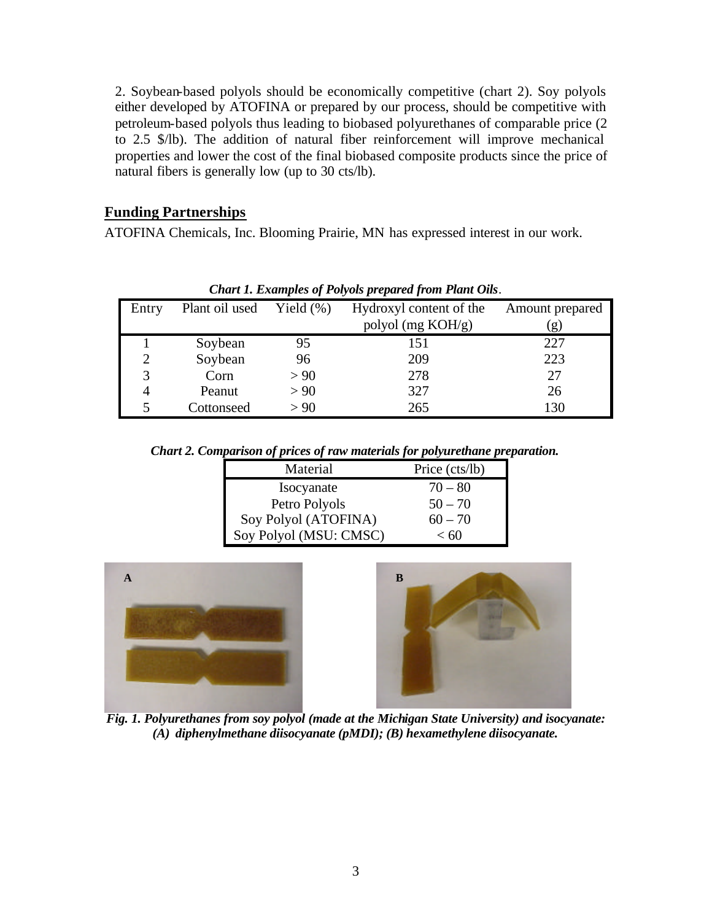2. Soybean-based polyols should be economically competitive (chart 2). Soy polyols either developed by ATOFINA or prepared by our process, should be competitive with petroleum-based polyols thus leading to biobased polyurethanes of comparable price (2 to 2.5 \$/lb). The addition of natural fiber reinforcement will improve mechanical properties and lower the cost of the final biobased composite products since the price of natural fibers is generally low (up to 30 cts/lb).

## Funding Partnerships

ATOFINA Chemicals, Inc. Blooming Prairie, MN has expressed interest in our work.

***Chart 1. Examples of Polyols prepared from Plant Oils.***

| Entry | Plant oil used | Yield (%) | Hydroxyl content of the polyol (mg KOH/g) | Amount prepared (g) |
|---|---|---|---|---|
| 1 | Soybean | 95 | 151 | 227 |
| 2 | Soybean | 96 | 209 | 223 |
| 3 | Corn | > 90 | 278 | 27 |
| 4 | Peanut | > 90 | 327 | 26 |
| 5 | Cottonseed | > 90 | 265 | 130 |

***Chart 2. Comparison of prices of raw materials for polyurethane preparation.***

| Material | Price (cts/lb) |
|---|---|
| Isocyanate | 70 – 80 |
| Petro Polyols | 50 – 70 |
| Soy Polyol (ATOFINA) | 60 – 70 |
| Soy Polyol (MSU: CMSC) | < 60 |

***Fig. 1. Polyurethanes from soy polyol (made at the Michigan State University) and isocyanate: (A) diphenylmethane diisocyanate (pMDI); (B) hexamethylene diisocyanate.***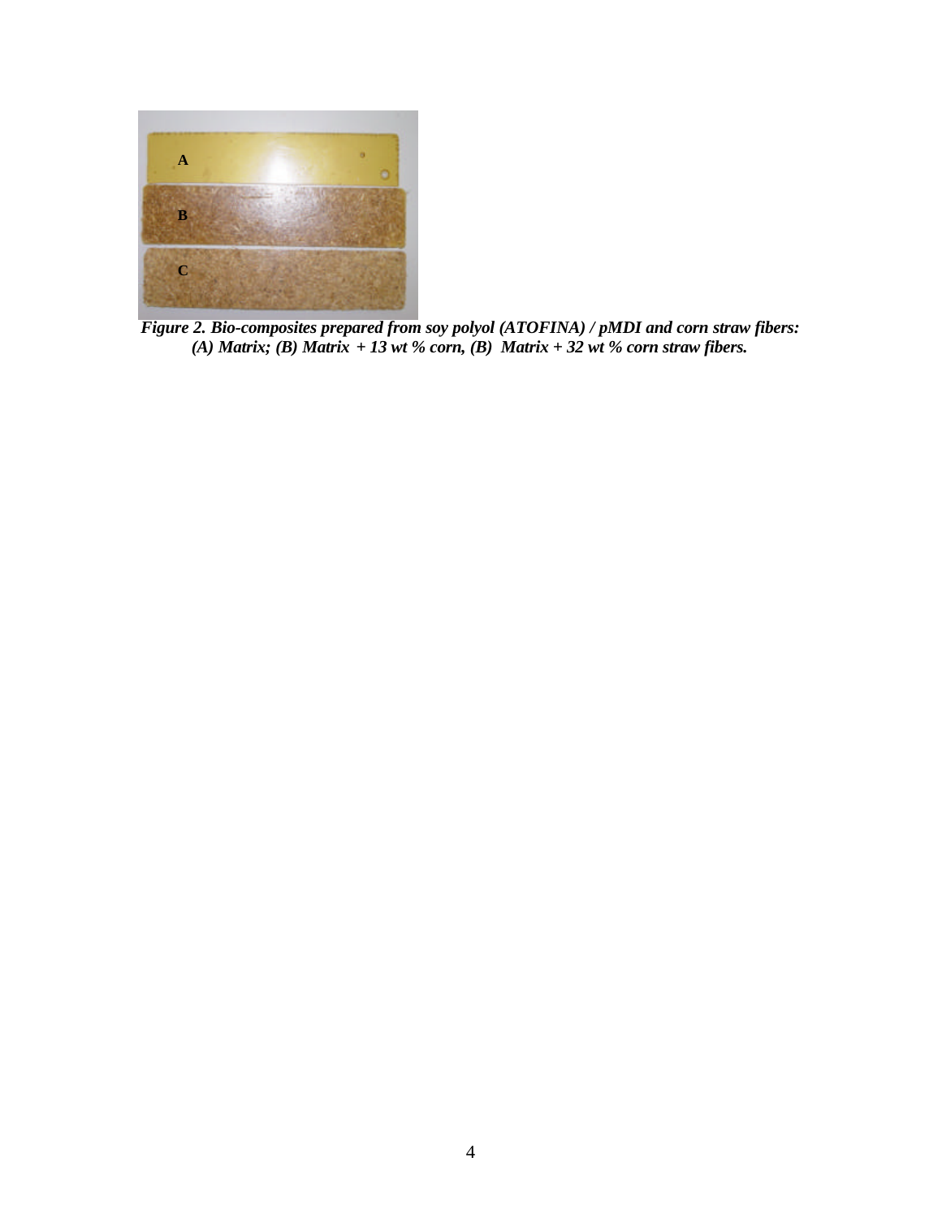***Figure 2. Bio-composites prepared from soy polyol (ATOFINA) / pMDI and corn straw fibers: (A) Matrix; (B) Matrix + 13 wt % corn, (B) Matrix + 32 wt % corn straw fibers.***